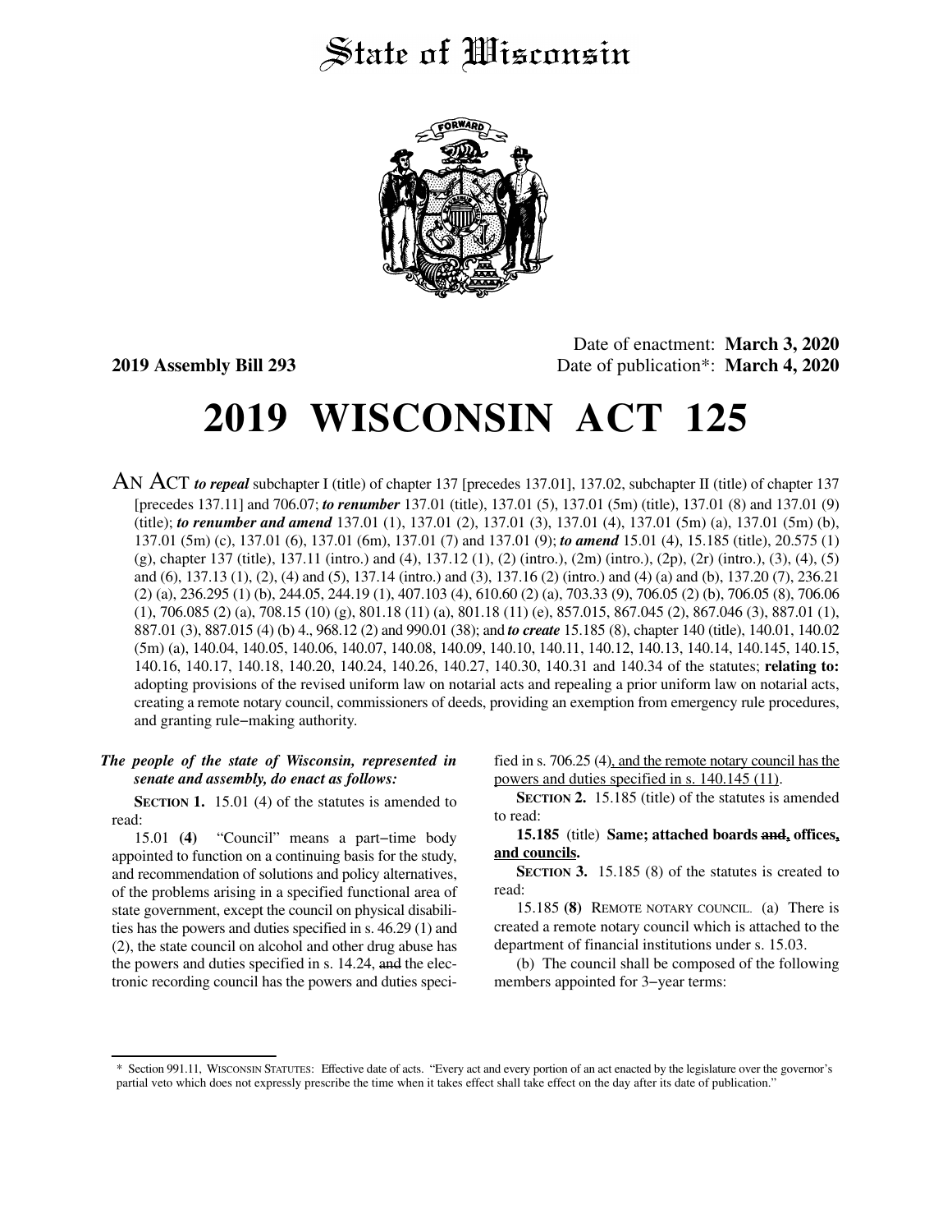# State of Wisconsin

Date of enactment: **March 3, 2020**

**2019 Assembly Bill 293**

Date of publication*: **March 4, 2020**

# 2019 WISCONSIN ACT 125

AN ACT ***to repeal*** subchapter I (title) of chapter 137 [precedes 137.01], 137.02, subchapter II (title) of chapter 137 [precedes 137.11] and 706.07; ***to renumber*** 137.01 (title), 137.01 (5), 137.01 (5m) (title), 137.01 (8) and 137.01 (9) (title); ***to renumber and amend*** 137.01 (1), 137.01 (2), 137.01 (3), 137.01 (4), 137.01 (5m) (a), 137.01 (5m) (b), 137.01 (5m) (c), 137.01 (6), 137.01 (6m), 137.01 (7) and 137.01 (9); ***to amend*** 15.01 (4), 15.185 (title), 20.575 (1) (g), chapter 137 (title), 137.11 (intro.) and (4), 137.12 (1), (2) (intro.), (2m) (intro.), (2p), (2r) (intro.), (3), (4), (5) and (6), 137.13 (1), (2), (4) and (5), 137.14 (intro.) and (3), 137.16 (2) (intro.) and (4) (a) and (b), 137.20 (7), 236.21 (2) (a), 236.295 (1) (b), 244.05, 244.19 (1), 407.103 (4), 610.60 (2) (a), 703.33 (9), 706.05 (2) (b), 706.05 (8), 706.06 (1), 706.085 (2) (a), 708.15 (10) (g), 801.18 (11) (a), 801.18 (11) (e), 857.015, 867.045 (2), 867.046 (3), 887.01 (1), 887.01 (3), 887.015 (4) (b) 4., 968.12 (2) and 990.01 (38); and ***to create*** 15.185 (8), chapter 140 (title), 140.01, 140.02 (5m) (a), 140.04, 140.05, 140.06, 140.07, 140.08, 140.09, 140.10, 140.11, 140.12, 140.13, 140.14, 140.145, 140.15, 140.16, 140.17, 140.18, 140.20, 140.24, 140.26, 140.27, 140.30, 140.31 and 140.34 of the statutes; **relating to:** adopting provisions of the revised uniform law on notarial acts and repealing a prior uniform law on notarial acts, creating a remote notary council, commissioners of deeds, providing an exemption from emergency rule procedures, and granting rule-making authority.

***The people of the state of Wisconsin, represented in senate and assembly, do enact as follows:***

**SECTION 1.** 15.01 (4) of the statutes is amended to read:

15.01 **(4)** "Council" means a part-time body appointed to function on a continuing basis for the study, and recommendation of solutions and policy alternatives, of the problems arising in a specified functional area of state government, except the council on physical disabilities has the powers and duties specified in s. 46.29 (1) and (2), the state council on alcohol and other drug abuse has the powers and duties specified in s. 14.24, ~~and~~ the electronic recording council has the powers and duties specified in s. 706.25 (4)<u>, and the remote notary council has the powers and duties specified in s. 140.145 (11)</u>.

**SECTION 2.** 15.185 (title) of the statutes is amended to read:

**15.185** (title) **Same; attached boards ~~and~~<u>,</u> offices<u>, and councils</u>.**

**SECTION 3.** 15.185 (8) of the statutes is created to read:

15.185 **(8)** REMOTE NOTARY COUNCIL. (a) There is created a remote notary council which is attached to the department of financial institutions under s. 15.03.

(b) The council shall be composed of the following members appointed for 3-year terms:

\* Section 991.11, WISCONSIN STATUTES: Effective date of acts. "Every act and every portion of an act enacted by the legislature over the governor's partial veto which does not expressly prescribe the time when it takes effect shall take effect on the day after its date of publication."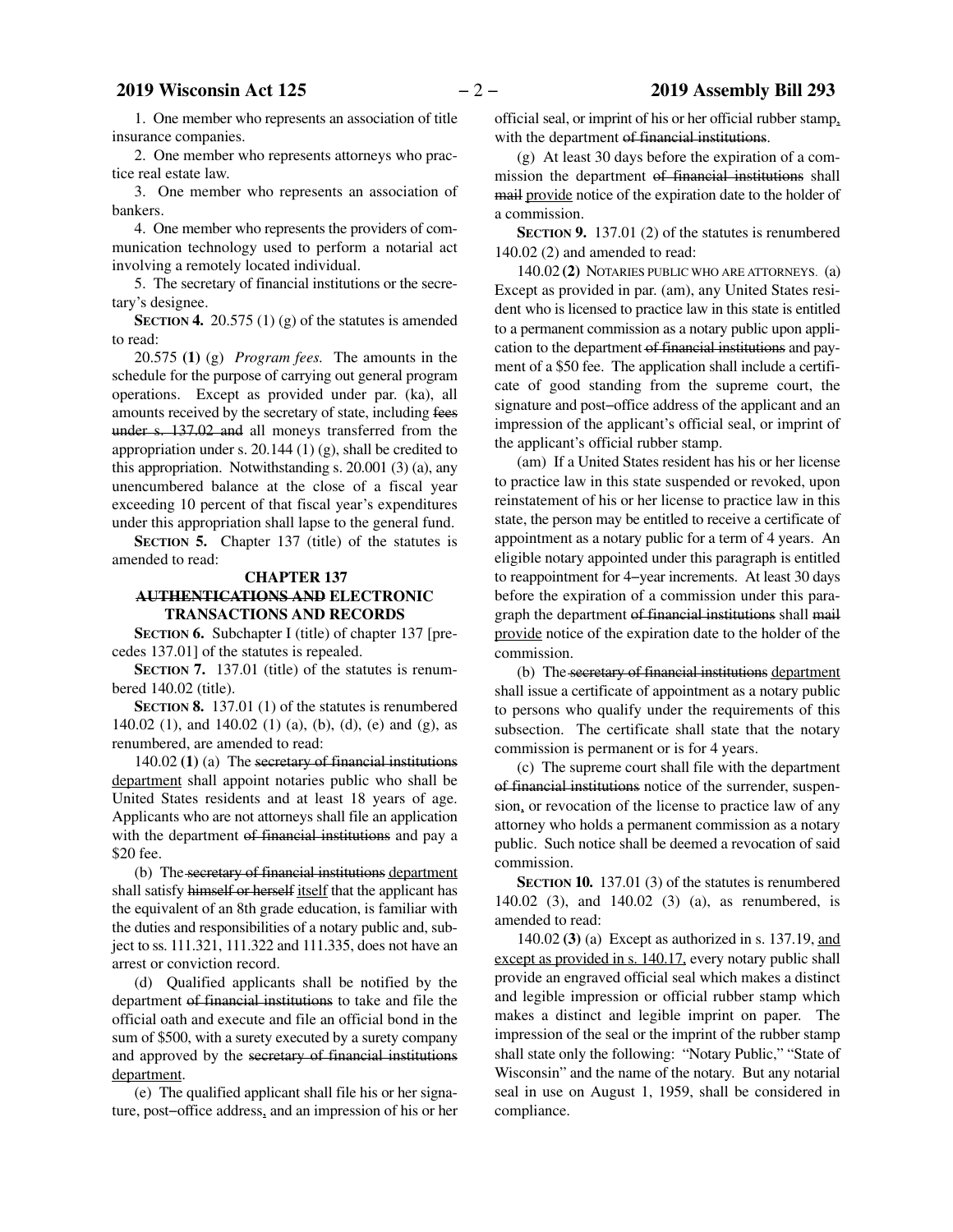1. One member who represents an association of title insurance companies.

2. One member who represents attorneys who practice real estate law.

3. One member who represents an association of bankers.

4. One member who represents the providers of communication technology used to perform a notarial act involving a remotely located individual.

5. The secretary of financial institutions or the secretary's designee.

**SECTION 4.** 20.575 (1) (g) of the statutes is amended to read:

20.575 **(1)** (g) *Program fees.* The amounts in the schedule for the purpose of carrying out general program operations. Except as provided under par. (ka), all amounts received by the secretary of state, including ~~fees under s. 137.02 and~~ all moneys transferred from the appropriation under s. 20.144 (1) (g), shall be credited to this appropriation. Notwithstanding s. 20.001 (3) (a), any unencumbered balance at the close of a fiscal year exceeding 10 percent of that fiscal year's expenditures under this appropriation shall lapse to the general fund.

**SECTION 5.** Chapter 137 (title) of the statutes is amended to read:

**CHAPTER 137**

**~~AUTHENTICATIONS AND~~ ELECTRONIC TRANSACTIONS AND RECORDS**

**SECTION 6.** Subchapter I (title) of chapter 137 [precedes 137.01] of the statutes is repealed.

**SECTION 7.** 137.01 (title) of the statutes is renumbered 140.02 (title).

**SECTION 8.** 137.01 (1) of the statutes is renumbered 140.02 (1), and 140.02 (1) (a), (b), (d), (e) and (g), as renumbered, are amended to read:

140.02 **(1)** (a) The ~~secretary of financial institutions~~ <u>department</u> shall appoint notaries public who shall be United States residents and at least 18 years of age. Applicants who are not attorneys shall file an application with the department ~~of financial institutions~~ and pay a $20 fee.

(b) The ~~secretary of financial institutions~~ <u>department</u> shall satisfy ~~himself or herself~~ <u>itself</u> that the applicant has the equivalent of an 8th grade education, is familiar with the duties and responsibilities of a notary public and, subject to ss. 111.321, 111.322 and 111.335, does not have an arrest or conviction record.

(d) Qualified applicants shall be notified by the department ~~of financial institutions~~ to take and file the official oath and execute and file an official bond in the sum of $500, with a surety executed by a surety company and approved by the ~~secretary of financial institutions~~ <u>department</u>.

(e) The qualified applicant shall file his or her signature, post−office address<u>,</u> and an impression of his or her official seal, or imprint of his or her official rubber stamp<u>,</u> with the department ~~of financial institutions~~.

(g) At least 30 days before the expiration of a commission the department ~~of financial institutions~~ shall ~~mail~~ <u>provide</u> notice of the expiration date to the holder of a commission.

**SECTION 9.** 137.01 (2) of the statutes is renumbered 140.02 (2) and amended to read:

140.02 **(2)** NOTARIES PUBLIC WHO ARE ATTORNEYS. (a) Except as provided in par. (am), any United States resident who is licensed to practice law in this state is entitled to a permanent commission as a notary public upon application to the department ~~of financial institutions~~ and payment of a $50 fee. The application shall include a certificate of good standing from the supreme court, the signature and post−office address of the applicant and an impression of the applicant's official seal, or imprint of the applicant's official rubber stamp.

(am) If a United States resident has his or her license to practice law in this state suspended or revoked, upon reinstatement of his or her license to practice law in this state, the person may be entitled to receive a certificate of appointment as a notary public for a term of 4 years. An eligible notary appointed under this paragraph is entitled to reappointment for 4−year increments. At least 30 days before the expiration of a commission under this paragraph the department ~~of financial institutions~~ shall ~~mail~~ <u>provide</u> notice of the expiration date to the holder of the commission.

(b) The ~~secretary of financial institutions~~ <u>department</u> shall issue a certificate of appointment as a notary public to persons who qualify under the requirements of this subsection. The certificate shall state that the notary commission is permanent or is for 4 years.

(c) The supreme court shall file with the department ~~of financial institutions~~ notice of the surrender, suspension<u>,</u> or revocation of the license to practice law of any attorney who holds a permanent commission as a notary public. Such notice shall be deemed a revocation of said commission.

**SECTION 10.** 137.01 (3) of the statutes is renumbered 140.02 (3), and 140.02 (3) (a), as renumbered, is amended to read:

140.02 **(3)** (a) Except as authorized in s. 137.19, <u>and except as provided in s. 140.17,</u> every notary public shall provide an engraved official seal which makes a distinct and legible impression or official rubber stamp which makes a distinct and legible imprint on paper. The impression of the seal or the imprint of the rubber stamp shall state only the following: "Notary Public," "State of Wisconsin" and the name of the notary. But any notarial seal in use on August 1, 1959, shall be considered in compliance.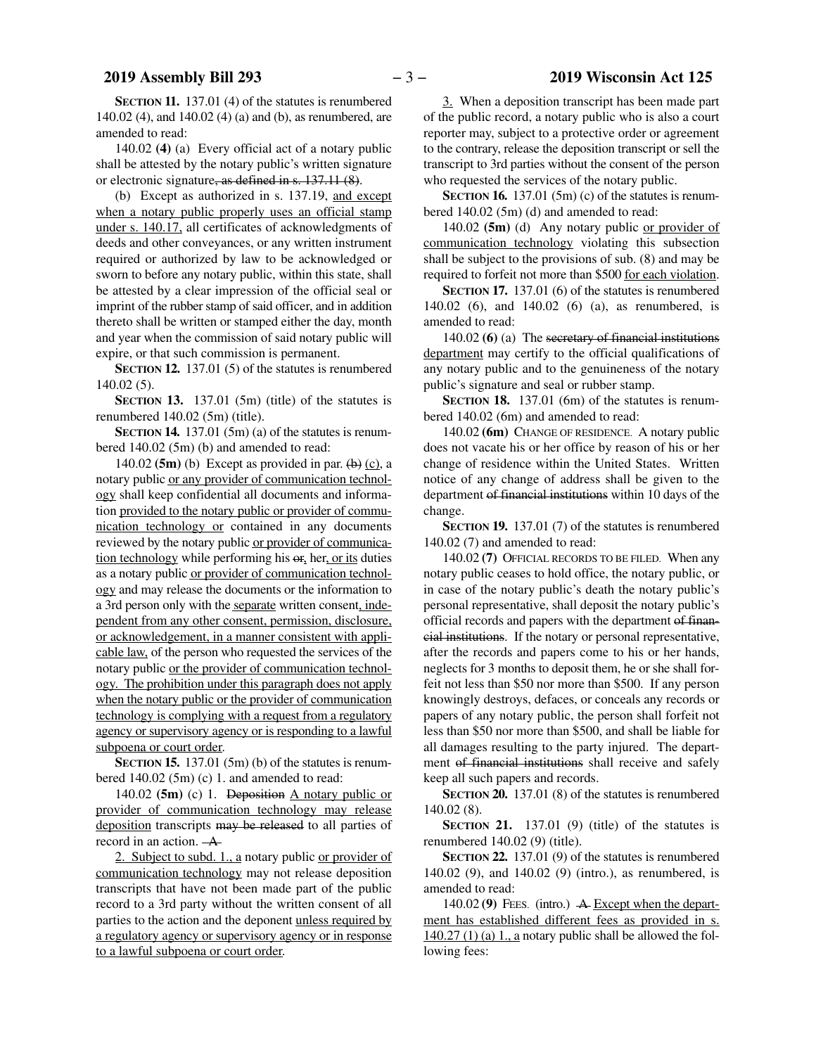**SECTION 11.** 137.01 (4) of the statutes is renumbered 140.02 (4), and 140.02 (4) (a) and (b), as renumbered, are amended to read:

140.02 **(4)** (a) Every official act of a notary public shall be attested by the notary public's written signature or electronic signature~~, as defined in s. 137.11 (8)~~.

(b) Except as authorized in s. 137.19, and except when a notary public properly uses an official stamp under s. 140.17, all certificates of acknowledgments of deeds and other conveyances, or any written instrument required or authorized by law to be acknowledged or sworn to before any notary public, within this state, shall be attested by a clear impression of the official seal or imprint of the rubber stamp of said officer, and in addition thereto shall be written or stamped either the day, month and year when the commission of said notary public will expire, or that such commission is permanent.

**SECTION 12.** 137.01 (5) of the statutes is renumbered 140.02 (5).

**SECTION 13.** 137.01 (5m) (title) of the statutes is renumbered 140.02 (5m) (title).

**SECTION 14.** 137.01 (5m) (a) of the statutes is renumbered 140.02 (5m) (b) and amended to read:

140.02 **(5m)** (b) Except as provided in par. ~~(b)~~ (c), a notary public or any provider of communication technology shall keep confidential all documents and information provided to the notary public or provider of communication technology or contained in any documents reviewed by the notary public or provider of communication technology while performing his ~~or~~, her, or its duties as a notary public or provider of communication technology and may release the documents or the information to a 3rd person only with the separate written consent, independent from any other consent, permission, disclosure, or acknowledgement, in a manner consistent with applicable law, of the person who requested the services of the notary public or the provider of communication technology. The prohibition under this paragraph does not apply when the notary public or the provider of communication technology is complying with a request from a regulatory agency or supervisory agency or is responding to a lawful subpoena or court order.

**SECTION 15.** 137.01 (5m) (b) of the statutes is renumbered 140.02 (5m) (c) 1. and amended to read:

140.02 **(5m)** (c) 1. ~~Deposition~~ A notary public or provider of communication technology may release deposition transcripts ~~may be released~~ to all parties of record in an action. ~~A~~

2. Subject to subd. 1., a notary public or provider of communication technology may not release deposition transcripts that have not been made part of the public record to a 3rd party without the written consent of all parties to the action and the deponent unless required by a regulatory agency or supervisory agency or in response to a lawful subpoena or court order.

3. When a deposition transcript has been made part of the public record, a notary public who is also a court reporter may, subject to a protective order or agreement to the contrary, release the deposition transcript or sell the transcript to 3rd parties without the consent of the person who requested the services of the notary public.

**SECTION 16.** 137.01 (5m) (c) of the statutes is renumbered 140.02 (5m) (d) and amended to read:

140.02 **(5m)** (d) Any notary public or provider of communication technology violating this subsection shall be subject to the provisions of sub. (8) and may be required to forfeit not more than $500 for each violation.

**SECTION 17.** 137.01 (6) of the statutes is renumbered 140.02 (6), and 140.02 (6) (a), as renumbered, is amended to read:

140.02 **(6)** (a) The ~~secretary of financial institutions~~ department may certify to the official qualifications of any notary public and to the genuineness of the notary public's signature and seal or rubber stamp.

**SECTION 18.** 137.01 (6m) of the statutes is renumbered 140.02 (6m) and amended to read:

140.02 **(6m)** CHANGE OF RESIDENCE. A notary public does not vacate his or her office by reason of his or her change of residence within the United States. Written notice of any change of address shall be given to the department ~~of financial institutions~~ within 10 days of the change.

**SECTION 19.** 137.01 (7) of the statutes is renumbered 140.02 (7) and amended to read:

140.02 **(7)** OFFICIAL RECORDS TO BE FILED. When any notary public ceases to hold office, the notary public, or in case of the notary public's death the notary public's personal representative, shall deposit the notary public's official records and papers with the department ~~of financial institutions~~. If the notary or personal representative, after the records and papers come to his or her hands, neglects for 3 months to deposit them, he or she shall forfeit not less than $50 nor more than $500. If any person knowingly destroys, defaces, or conceals any records or papers of any notary public, the person shall forfeit not less than $50 nor more than $500, and shall be liable for all damages resulting to the party injured. The department ~~of financial institutions~~ shall receive and safely keep all such papers and records.

**SECTION 20.** 137.01 (8) of the statutes is renumbered 140.02 (8).

**SECTION 21.** 137.01 (9) (title) of the statutes is renumbered 140.02 (9) (title).

**SECTION 22.** 137.01 (9) of the statutes is renumbered 140.02 (9), and 140.02 (9) (intro.), as renumbered, is amended to read:

140.02 **(9)** FEES. (intro.) ~~A~~ Except when the department has established different fees as provided in s. 140.27 (1) (a) 1., a notary public shall be allowed the following fees: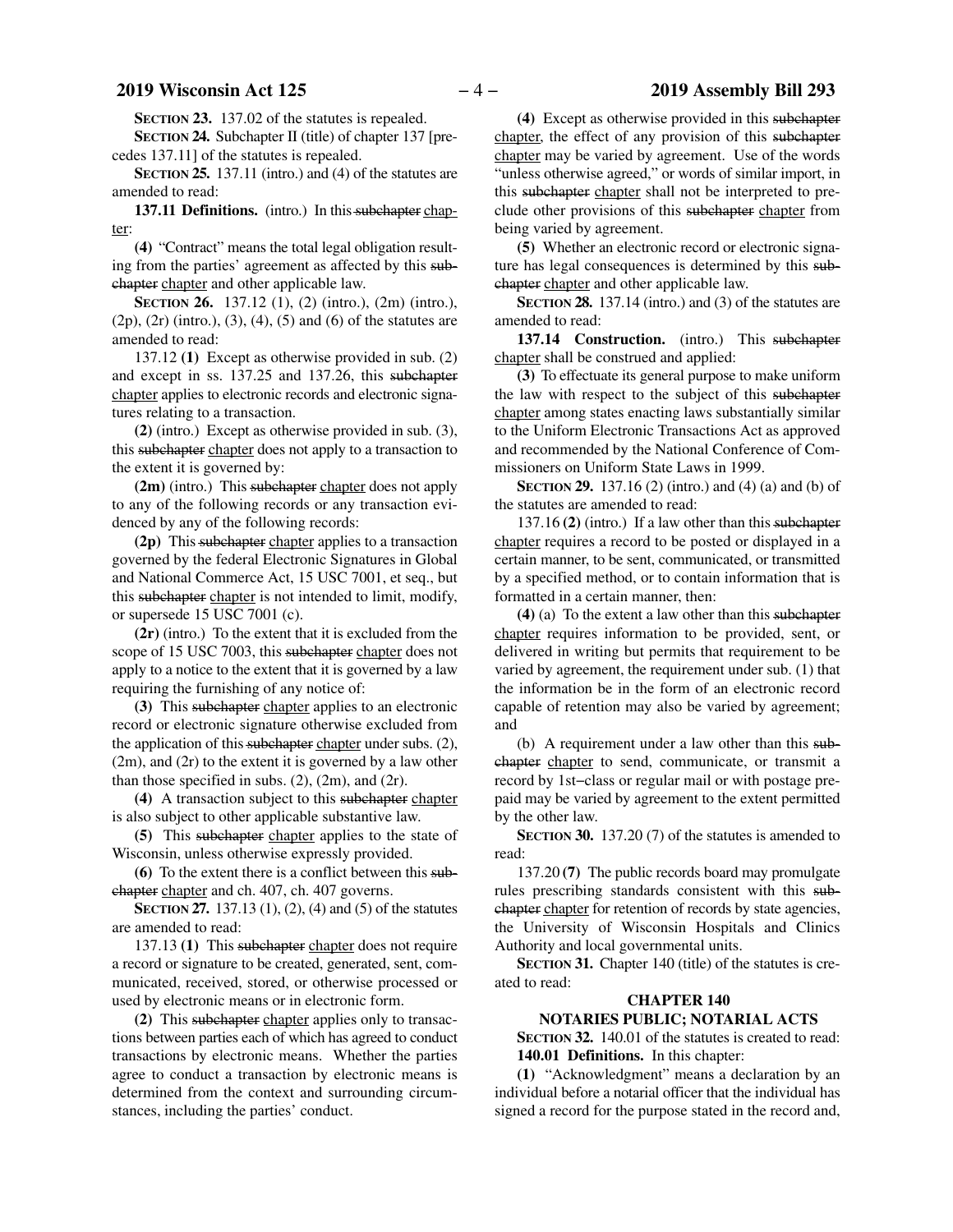**SECTION 23.** 137.02 of the statutes is repealed.

**SECTION 24.** Subchapter II (title) of chapter 137 [precedes 137.11] of the statutes is repealed.

**SECTION 25.** 137.11 (intro.) and (4) of the statutes are amended to read:

**137.11 Definitions.** (intro.) In this ~~subchapter~~ chapter:

**(4)** "Contract" means the total legal obligation resulting from the parties' agreement as affected by this ~~subchapter~~ chapter and other applicable law.

**SECTION 26.** 137.12 (1), (2) (intro.), (2m) (intro.), (2p), (2r) (intro.), (3), (4), (5) and (6) of the statutes are amended to read:

137.12 **(1)** Except as otherwise provided in sub. (2) and except in ss. 137.25 and 137.26, this ~~subchapter~~ chapter applies to electronic records and electronic signatures relating to a transaction.

**(2)** (intro.) Except as otherwise provided in sub. (3), this ~~subchapter~~ chapter does not apply to a transaction to the extent it is governed by:

**(2m)** (intro.) This ~~subchapter~~ chapter does not apply to any of the following records or any transaction evidenced by any of the following records:

**(2p)** This ~~subchapter~~ chapter applies to a transaction governed by the federal Electronic Signatures in Global and National Commerce Act, 15 USC 7001, et seq., but this ~~subchapter~~ chapter is not intended to limit, modify, or supersede 15 USC 7001 (c).

**(2r)** (intro.) To the extent that it is excluded from the scope of 15 USC 7003, this ~~subchapter~~ chapter does not apply to a notice to the extent that it is governed by a law requiring the furnishing of any notice of:

**(3)** This ~~subchapter~~ chapter applies to an electronic record or electronic signature otherwise excluded from the application of this ~~subchapter~~ chapter under subs. (2), (2m), and (2r) to the extent it is governed by a law other than those specified in subs. (2), (2m), and (2r).

**(4)** A transaction subject to this ~~subchapter~~ chapter is also subject to other applicable substantive law.

**(5)** This ~~subchapter~~ chapter applies to the state of Wisconsin, unless otherwise expressly provided.

**(6)** To the extent there is a conflict between this ~~subchapter~~ chapter and ch. 407, ch. 407 governs.

**SECTION 27.** 137.13 (1), (2), (4) and (5) of the statutes are amended to read:

137.13 **(1)** This ~~subchapter~~ chapter does not require a record or signature to be created, generated, sent, communicated, received, stored, or otherwise processed or used by electronic means or in electronic form.

**(2)** This ~~subchapter~~ chapter applies only to transactions between parties each of which has agreed to conduct transactions by electronic means. Whether the parties agree to conduct a transaction by electronic means is determined from the context and surrounding circumstances, including the parties' conduct.

**(4)** Except as otherwise provided in this ~~subchapter~~ chapter, the effect of any provision of this ~~subchapter~~ chapter may be varied by agreement. Use of the words "unless otherwise agreed," or words of similar import, in this ~~subchapter~~ chapter shall not be interpreted to preclude other provisions of this ~~subchapter~~ chapter from being varied by agreement.

**(5)** Whether an electronic record or electronic signature has legal consequences is determined by this ~~subchapter~~ chapter and other applicable law.

**SECTION 28.** 137.14 (intro.) and (3) of the statutes are amended to read:

**137.14 Construction.** (intro.) This ~~subchapter~~ chapter shall be construed and applied:

**(3)** To effectuate its general purpose to make uniform the law with respect to the subject of this ~~subchapter~~ chapter among states enacting laws substantially similar to the Uniform Electronic Transactions Act as approved and recommended by the National Conference of Commissioners on Uniform State Laws in 1999.

**SECTION 29.** 137.16 (2) (intro.) and (4) (a) and (b) of the statutes are amended to read:

137.16 **(2)** (intro.) If a law other than this ~~subchapter~~ chapter requires a record to be posted or displayed in a certain manner, to be sent, communicated, or transmitted by a specified method, or to contain information that is formatted in a certain manner, then:

**(4)** (a) To the extent a law other than this ~~subchapter~~ chapter requires information to be provided, sent, or delivered in writing but permits that requirement to be varied by agreement, the requirement under sub. (1) that the information be in the form of an electronic record capable of retention may also be varied by agreement; and

(b) A requirement under a law other than this ~~subchapter~~ chapter to send, communicate, or transmit a record by 1st–class or regular mail or with postage prepaid may be varied by agreement to the extent permitted by the other law.

**SECTION 30.** 137.20 (7) of the statutes is amended to read:

137.20 **(7)** The public records board may promulgate rules prescribing standards consistent with this ~~subchapter~~ chapter for retention of records by state agencies, the University of Wisconsin Hospitals and Clinics Authority and local governmental units.

**SECTION 31.** Chapter 140 (title) of the statutes is created to read:

**CHAPTER 140**

**NOTARIES PUBLIC; NOTARIAL ACTS**

**SECTION 32.** 140.01 of the statutes is created to read:

**140.01 Definitions.** In this chapter:

**(1)** "Acknowledgment" means a declaration by an individual before a notarial officer that the individual has signed a record for the purpose stated in the record and,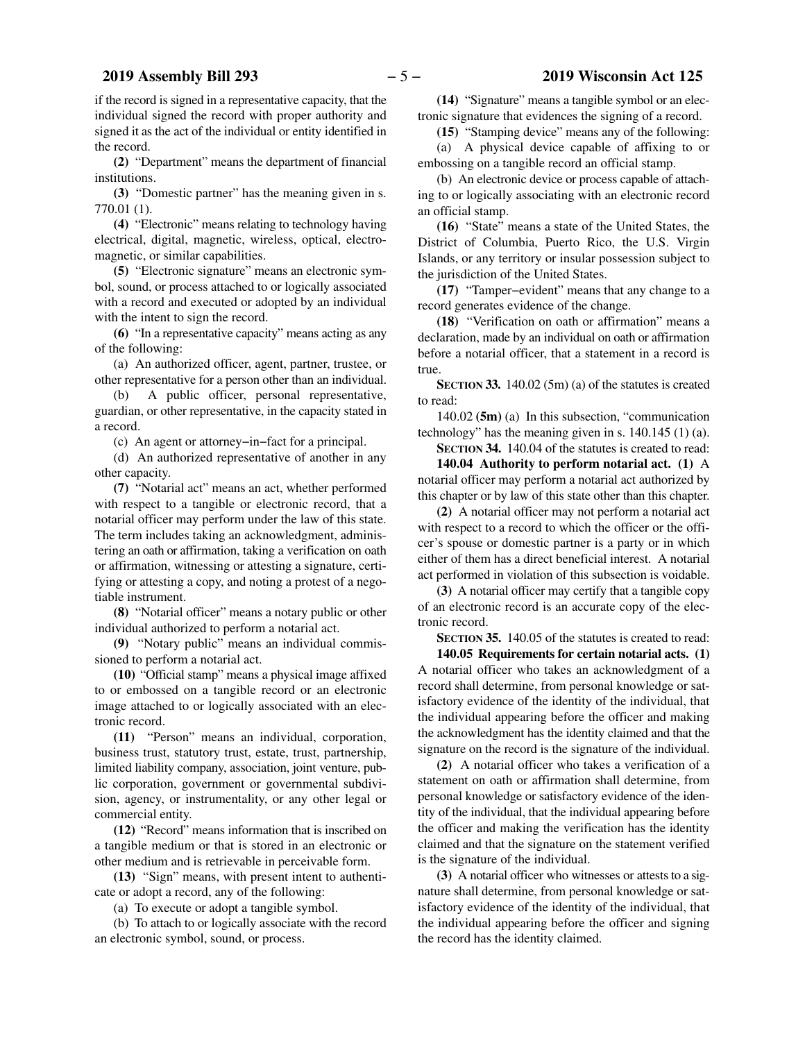if the record is signed in a representative capacity, that the individual signed the record with proper authority and signed it as the act of the individual or entity identified in the record.

**(2)** "Department" means the department of financial institutions.

**(3)** "Domestic partner" has the meaning given in s. 770.01 (1).

**(4)** "Electronic" means relating to technology having electrical, digital, magnetic, wireless, optical, electromagnetic, or similar capabilities.

**(5)** "Electronic signature" means an electronic symbol, sound, or process attached to or logically associated with a record and executed or adopted by an individual with the intent to sign the record.

**(6)** "In a representative capacity" means acting as any of the following:

(a) An authorized officer, agent, partner, trustee, or other representative for a person other than an individual.

(b) A public officer, personal representative, guardian, or other representative, in the capacity stated in a record.

(c) An agent or attorney−in−fact for a principal.

(d) An authorized representative of another in any other capacity.

**(7)** "Notarial act" means an act, whether performed with respect to a tangible or electronic record, that a notarial officer may perform under the law of this state. The term includes taking an acknowledgment, administering an oath or affirmation, taking a verification on oath or affirmation, witnessing or attesting a signature, certifying or attesting a copy, and noting a protest of a negotiable instrument.

**(8)** "Notarial officer" means a notary public or other individual authorized to perform a notarial act.

**(9)** "Notary public" means an individual commissioned to perform a notarial act.

**(10)** "Official stamp" means a physical image affixed to or embossed on a tangible record or an electronic image attached to or logically associated with an electronic record.

**(11)** "Person" means an individual, corporation, business trust, statutory trust, estate, trust, partnership, limited liability company, association, joint venture, public corporation, government or governmental subdivision, agency, or instrumentality, or any other legal or commercial entity.

**(12)** "Record" means information that is inscribed on a tangible medium or that is stored in an electronic or other medium and is retrievable in perceivable form.

**(13)** "Sign" means, with present intent to authenticate or adopt a record, any of the following:

(a) To execute or adopt a tangible symbol.

(b) To attach to or logically associate with the record an electronic symbol, sound, or process.

**(14)** "Signature" means a tangible symbol or an electronic signature that evidences the signing of a record.

**(15)** "Stamping device" means any of the following:

(a) A physical device capable of affixing to or embossing on a tangible record an official stamp.

(b) An electronic device or process capable of attaching to or logically associating with an electronic record an official stamp.

**(16)** "State" means a state of the United States, the District of Columbia, Puerto Rico, the U.S. Virgin Islands, or any territory or insular possession subject to the jurisdiction of the United States.

**(17)** "Tamper−evident" means that any change to a record generates evidence of the change.

**(18)** "Verification on oath or affirmation" means a declaration, made by an individual on oath or affirmation before a notarial officer, that a statement in a record is true.

**SECTION 33.** 140.02 (5m) (a) of the statutes is created to read:

140.02 **(5m)** (a) In this subsection, "communication technology" has the meaning given in s. 140.145 (1) (a).

**SECTION 34.** 140.04 of the statutes is created to read:

**140.04 Authority to perform notarial act. (1)** A notarial officer may perform a notarial act authorized by this chapter or by law of this state other than this chapter.

**(2)** A notarial officer may not perform a notarial act with respect to a record to which the officer or the officer's spouse or domestic partner is a party or in which either of them has a direct beneficial interest. A notarial act performed in violation of this subsection is voidable.

**(3)** A notarial officer may certify that a tangible copy of an electronic record is an accurate copy of the electronic record.

**SECTION 35.** 140.05 of the statutes is created to read:

**140.05 Requirements for certain notarial acts. (1)** A notarial officer who takes an acknowledgment of a record shall determine, from personal knowledge or satisfactory evidence of the identity of the individual, that the individual appearing before the officer and making the acknowledgment has the identity claimed and that the signature on the record is the signature of the individual.

**(2)** A notarial officer who takes a verification of a statement on oath or affirmation shall determine, from personal knowledge or satisfactory evidence of the identity of the individual, that the individual appearing before the officer and making the verification has the identity claimed and that the signature on the statement verified is the signature of the individual.

**(3)** A notarial officer who witnesses or attests to a signature shall determine, from personal knowledge or satisfactory evidence of the identity of the individual, that the individual appearing before the officer and signing the record has the identity claimed.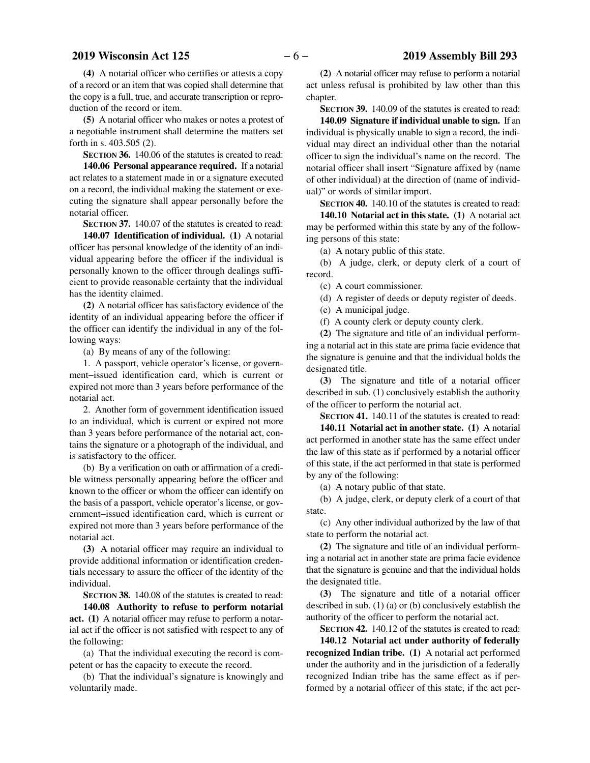**(4)** A notarial officer who certifies or attests a copy of a record or an item that was copied shall determine that the copy is a full, true, and accurate transcription or reproduction of the record or item.

**(5)** A notarial officer who makes or notes a protest of a negotiable instrument shall determine the matters set forth in s. 403.505 (2).

**SECTION 36.** 140.06 of the statutes is created to read:

**140.06 Personal appearance required.** If a notarial act relates to a statement made in or a signature executed on a record, the individual making the statement or executing the signature shall appear personally before the notarial officer.

**SECTION 37.** 140.07 of the statutes is created to read:

**140.07 Identification of individual. (1)** A notarial officer has personal knowledge of the identity of an individual appearing before the officer if the individual is personally known to the officer through dealings sufficient to provide reasonable certainty that the individual has the identity claimed.

**(2)** A notarial officer has satisfactory evidence of the identity of an individual appearing before the officer if the officer can identify the individual in any of the following ways:

(a) By means of any of the following:

1. A passport, vehicle operator's license, or government-issued identification card, which is current or expired not more than 3 years before performance of the notarial act.

2. Another form of government identification issued to an individual, which is current or expired not more than 3 years before performance of the notarial act, contains the signature or a photograph of the individual, and is satisfactory to the officer.

(b) By a verification on oath or affirmation of a credible witness personally appearing before the officer and known to the officer or whom the officer can identify on the basis of a passport, vehicle operator's license, or government-issued identification card, which is current or expired not more than 3 years before performance of the notarial act.

**(3)** A notarial officer may require an individual to provide additional information or identification credentials necessary to assure the officer of the identity of the individual.

**SECTION 38.** 140.08 of the statutes is created to read:

**140.08 Authority to refuse to perform notarial act. (1)** A notarial officer may refuse to perform a notarial act if the officer is not satisfied with respect to any of the following:

(a) That the individual executing the record is competent or has the capacity to execute the record.

(b) That the individual's signature is knowingly and voluntarily made.

**(2)** A notarial officer may refuse to perform a notarial act unless refusal is prohibited by law other than this chapter.

**SECTION 39.** 140.09 of the statutes is created to read:

**140.09 Signature if individual unable to sign.** If an individual is physically unable to sign a record, the individual may direct an individual other than the notarial officer to sign the individual's name on the record. The notarial officer shall insert "Signature affixed by (name of other individual) at the direction of (name of individual)" or words of similar import.

**SECTION 40.** 140.10 of the statutes is created to read:

**140.10 Notarial act in this state. (1)** A notarial act may be performed within this state by any of the following persons of this state:

(a) A notary public of this state.

(b) A judge, clerk, or deputy clerk of a court of record.

(c) A court commissioner.

(d) A register of deeds or deputy register of deeds.

(e) A municipal judge.

(f) A county clerk or deputy county clerk.

**(2)** The signature and title of an individual performing a notarial act in this state are prima facie evidence that the signature is genuine and that the individual holds the designated title.

**(3)** The signature and title of a notarial officer described in sub. (1) conclusively establish the authority of the officer to perform the notarial act.

**SECTION 41.** 140.11 of the statutes is created to read:

**140.11 Notarial act in another state. (1)** A notarial act performed in another state has the same effect under the law of this state as if performed by a notarial officer of this state, if the act performed in that state is performed by any of the following:

(a) A notary public of that state.

(b) A judge, clerk, or deputy clerk of a court of that state.

(c) Any other individual authorized by the law of that state to perform the notarial act.

**(2)** The signature and title of an individual performing a notarial act in another state are prima facie evidence that the signature is genuine and that the individual holds the designated title.

**(3)** The signature and title of a notarial officer described in sub. (1) (a) or (b) conclusively establish the authority of the officer to perform the notarial act.

**SECTION 42.** 140.12 of the statutes is created to read:

**140.12 Notarial act under authority of federally recognized Indian tribe. (1)** A notarial act performed under the authority and in the jurisdiction of a federally recognized Indian tribe has the same effect as if performed by a notarial officer of this state, if the act per-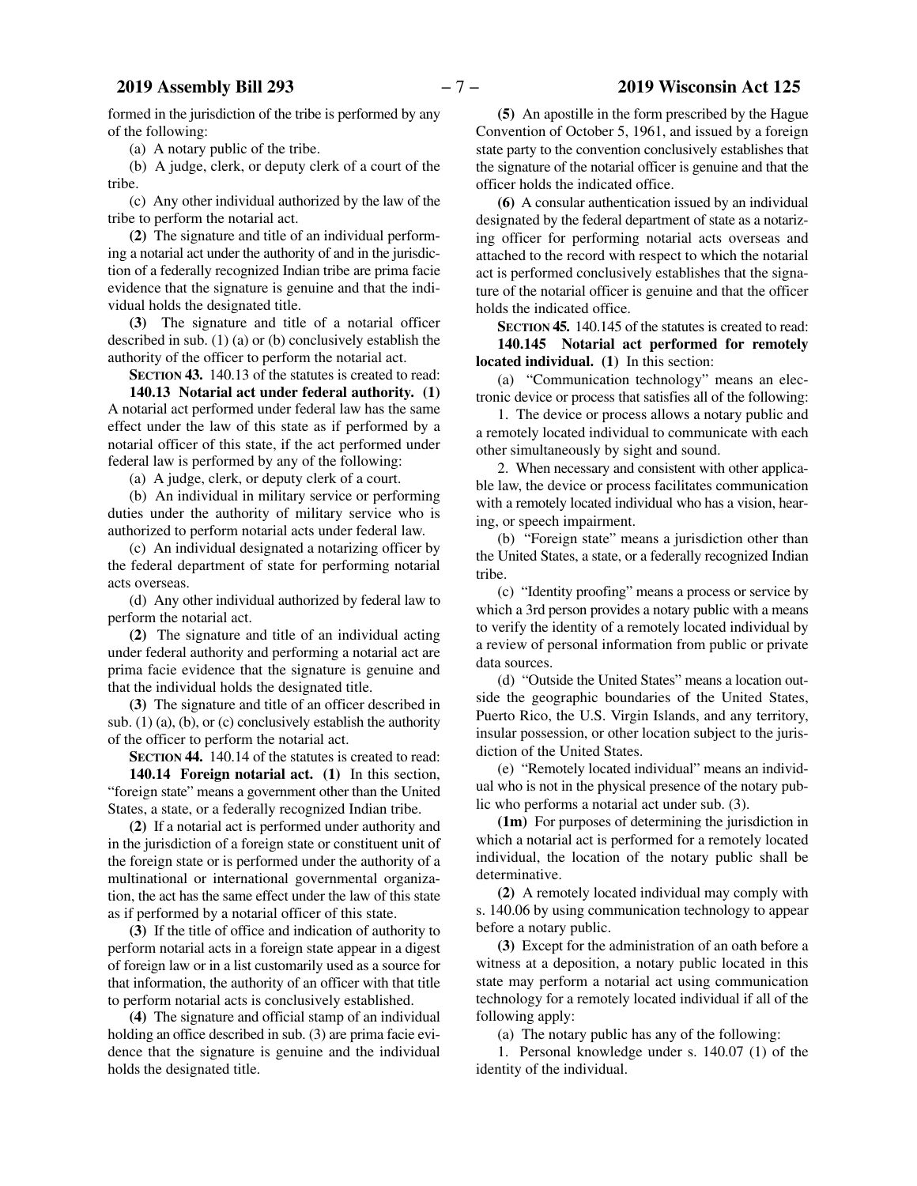formed in the jurisdiction of the tribe is performed by any of the following:

(a) A notary public of the tribe.

(b) A judge, clerk, or deputy clerk of a court of the tribe.

(c) Any other individual authorized by the law of the tribe to perform the notarial act.

**(2)** The signature and title of an individual performing a notarial act under the authority of and in the jurisdiction of a federally recognized Indian tribe are prima facie evidence that the signature is genuine and that the individual holds the designated title.

**(3)** The signature and title of a notarial officer described in sub. (1) (a) or (b) conclusively establish the authority of the officer to perform the notarial act.

**SECTION 43.** 140.13 of the statutes is created to read:

**140.13 Notarial act under federal authority. (1)** A notarial act performed under federal law has the same effect under the law of this state as if performed by a notarial officer of this state, if the act performed under federal law is performed by any of the following:

(a) A judge, clerk, or deputy clerk of a court.

(b) An individual in military service or performing duties under the authority of military service who is authorized to perform notarial acts under federal law.

(c) An individual designated a notarizing officer by the federal department of state for performing notarial acts overseas.

(d) Any other individual authorized by federal law to perform the notarial act.

**(2)** The signature and title of an individual acting under federal authority and performing a notarial act are prima facie evidence that the signature is genuine and that the individual holds the designated title.

**(3)** The signature and title of an officer described in sub. (1) (a), (b), or (c) conclusively establish the authority of the officer to perform the notarial act.

**SECTION 44.** 140.14 of the statutes is created to read:

**140.14 Foreign notarial act. (1)** In this section, "foreign state" means a government other than the United States, a state, or a federally recognized Indian tribe.

**(2)** If a notarial act is performed under authority and in the jurisdiction of a foreign state or constituent unit of the foreign state or is performed under the authority of a multinational or international governmental organization, the act has the same effect under the law of this state as if performed by a notarial officer of this state.

**(3)** If the title of office and indication of authority to perform notarial acts in a foreign state appear in a digest of foreign law or in a list customarily used as a source for that information, the authority of an officer with that title to perform notarial acts is conclusively established.

**(4)** The signature and official stamp of an individual holding an office described in sub. (3) are prima facie evidence that the signature is genuine and the individual holds the designated title.

**(5)** An apostille in the form prescribed by the Hague Convention of October 5, 1961, and issued by a foreign state party to the convention conclusively establishes that the signature of the notarial officer is genuine and that the officer holds the indicated office.

**(6)** A consular authentication issued by an individual designated by the federal department of state as a notarizing officer for performing notarial acts overseas and attached to the record with respect to which the notarial act is performed conclusively establishes that the signature of the notarial officer is genuine and that the officer holds the indicated office.

**SECTION 45.** 140.145 of the statutes is created to read:

**140.145 Notarial act performed for remotely located individual. (1)** In this section:

(a) "Communication technology" means an electronic device or process that satisfies all of the following:

1. The device or process allows a notary public and a remotely located individual to communicate with each other simultaneously by sight and sound.

2. When necessary and consistent with other applicable law, the device or process facilitates communication with a remotely located individual who has a vision, hearing, or speech impairment.

(b) "Foreign state" means a jurisdiction other than the United States, a state, or a federally recognized Indian tribe.

(c) "Identity proofing" means a process or service by which a 3rd person provides a notary public with a means to verify the identity of a remotely located individual by a review of personal information from public or private data sources.

(d) "Outside the United States" means a location outside the geographic boundaries of the United States, Puerto Rico, the U.S. Virgin Islands, and any territory, insular possession, or other location subject to the jurisdiction of the United States.

(e) "Remotely located individual" means an individual who is not in the physical presence of the notary public who performs a notarial act under sub. (3).

**(1m)** For purposes of determining the jurisdiction in which a notarial act is performed for a remotely located individual, the location of the notary public shall be determinative.

**(2)** A remotely located individual may comply with s. 140.06 by using communication technology to appear before a notary public.

**(3)** Except for the administration of an oath before a witness at a deposition, a notary public located in this state may perform a notarial act using communication technology for a remotely located individual if all of the following apply:

(a) The notary public has any of the following:

1. Personal knowledge under s. 140.07 (1) of the identity of the individual.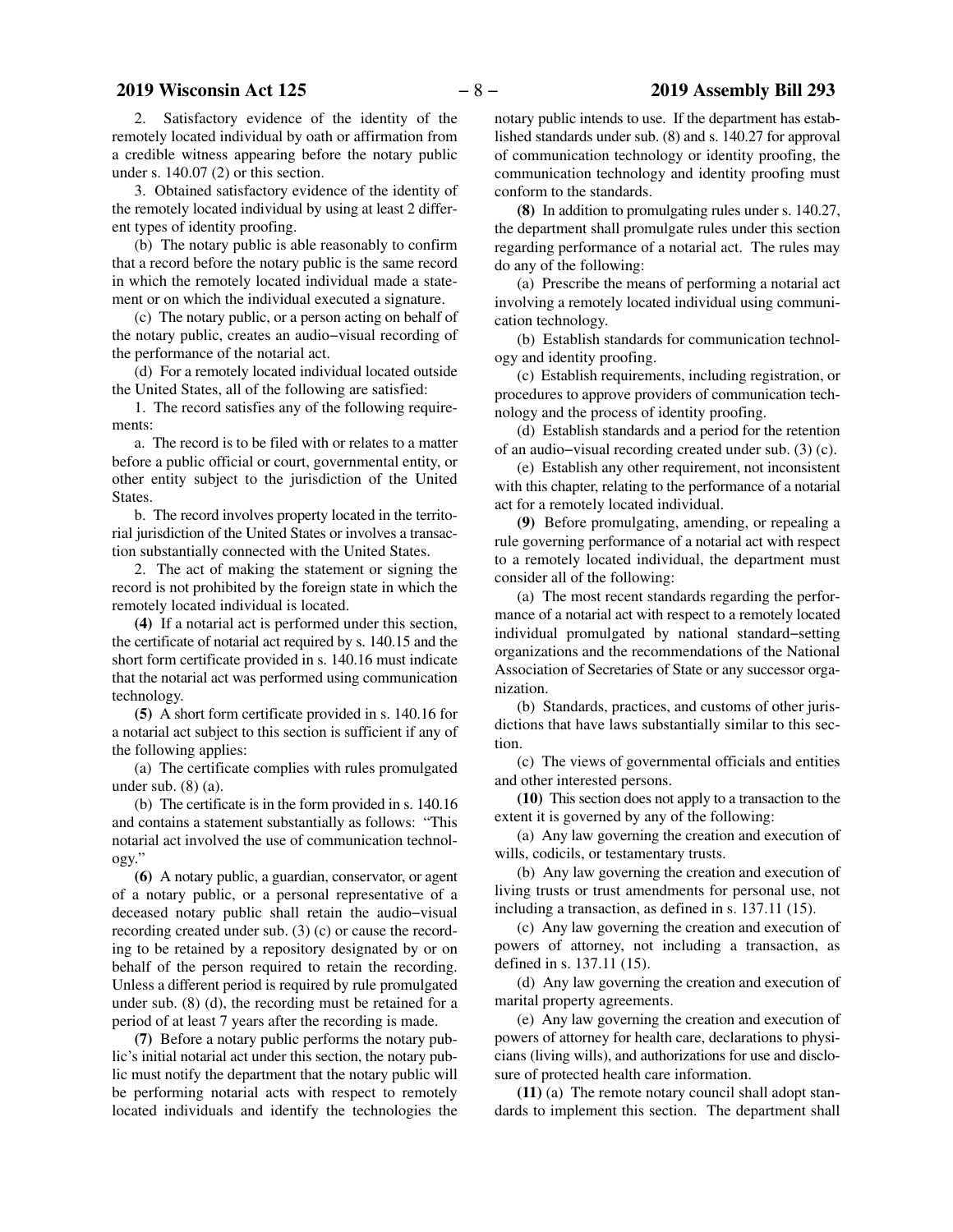2. Satisfactory evidence of the identity of the remotely located individual by oath or affirmation from a credible witness appearing before the notary public under s. 140.07 (2) or this section.

3. Obtained satisfactory evidence of the identity of the remotely located individual by using at least 2 different types of identity proofing.

(b) The notary public is able reasonably to confirm that a record before the notary public is the same record in which the remotely located individual made a statement or on which the individual executed a signature.

(c) The notary public, or a person acting on behalf of the notary public, creates an audio−visual recording of the performance of the notarial act.

(d) For a remotely located individual located outside the United States, all of the following are satisfied:

1. The record satisfies any of the following requirements:

a. The record is to be filed with or relates to a matter before a public official or court, governmental entity, or other entity subject to the jurisdiction of the United States.

b. The record involves property located in the territorial jurisdiction of the United States or involves a transaction substantially connected with the United States.

2. The act of making the statement or signing the record is not prohibited by the foreign state in which the remotely located individual is located.

**(4)** If a notarial act is performed under this section, the certificate of notarial act required by s. 140.15 and the short form certificate provided in s. 140.16 must indicate that the notarial act was performed using communication technology.

**(5)** A short form certificate provided in s. 140.16 for a notarial act subject to this section is sufficient if any of the following applies:

(a) The certificate complies with rules promulgated under sub. (8) (a).

(b) The certificate is in the form provided in s. 140.16 and contains a statement substantially as follows: "This notarial act involved the use of communication technology."

**(6)** A notary public, a guardian, conservator, or agent of a notary public, or a personal representative of a deceased notary public shall retain the audio−visual recording created under sub. (3) (c) or cause the recording to be retained by a repository designated by or on behalf of the person required to retain the recording. Unless a different period is required by rule promulgated under sub. (8) (d), the recording must be retained for a period of at least 7 years after the recording is made.

**(7)** Before a notary public performs the notary public's initial notarial act under this section, the notary public must notify the department that the notary public will be performing notarial acts with respect to remotely located individuals and identify the technologies the notary public intends to use. If the department has established standards under sub. (8) and s. 140.27 for approval of communication technology or identity proofing, the communication technology and identity proofing must conform to the standards.

**(8)** In addition to promulgating rules under s. 140.27, the department shall promulgate rules under this section regarding performance of a notarial act. The rules may do any of the following:

(a) Prescribe the means of performing a notarial act involving a remotely located individual using communication technology.

(b) Establish standards for communication technology and identity proofing.

(c) Establish requirements, including registration, or procedures to approve providers of communication technology and the process of identity proofing.

(d) Establish standards and a period for the retention of an audio−visual recording created under sub. (3) (c).

(e) Establish any other requirement, not inconsistent with this chapter, relating to the performance of a notarial act for a remotely located individual.

**(9)** Before promulgating, amending, or repealing a rule governing performance of a notarial act with respect to a remotely located individual, the department must consider all of the following:

(a) The most recent standards regarding the performance of a notarial act with respect to a remotely located individual promulgated by national standard−setting organizations and the recommendations of the National Association of Secretaries of State or any successor organization.

(b) Standards, practices, and customs of other jurisdictions that have laws substantially similar to this section.

(c) The views of governmental officials and entities and other interested persons.

**(10)** This section does not apply to a transaction to the extent it is governed by any of the following:

(a) Any law governing the creation and execution of wills, codicils, or testamentary trusts.

(b) Any law governing the creation and execution of living trusts or trust amendments for personal use, not including a transaction, as defined in s. 137.11 (15).

(c) Any law governing the creation and execution of powers of attorney, not including a transaction, as defined in s. 137.11 (15).

(d) Any law governing the creation and execution of marital property agreements.

(e) Any law governing the creation and execution of powers of attorney for health care, declarations to physicians (living wills), and authorizations for use and disclosure of protected health care information.

**(11)** (a) The remote notary council shall adopt standards to implement this section. The department shall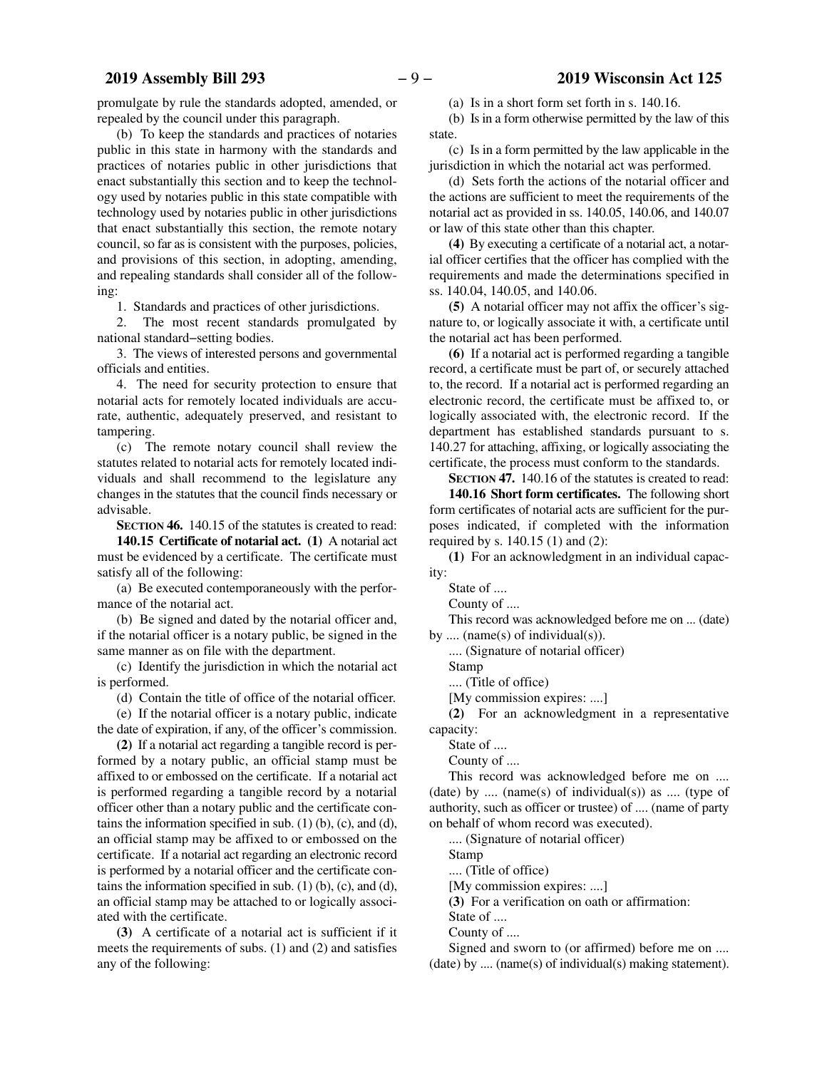promulgate by rule the standards adopted, amended, or repealed by the council under this paragraph.

(b) To keep the standards and practices of notaries public in this state in harmony with the standards and practices of notaries public in other jurisdictions that enact substantially this section and to keep the technology used by notaries public in this state compatible with technology used by notaries public in other jurisdictions that enact substantially this section, the remote notary council, so far as is consistent with the purposes, policies, and provisions of this section, in adopting, amending, and repealing standards shall consider all of the following:

1. Standards and practices of other jurisdictions.

2. The most recent standards promulgated by national standard−setting bodies.

3. The views of interested persons and governmental officials and entities.

4. The need for security protection to ensure that notarial acts for remotely located individuals are accurate, authentic, adequately preserved, and resistant to tampering.

(c) The remote notary council shall review the statutes related to notarial acts for remotely located individuals and shall recommend to the legislature any changes in the statutes that the council finds necessary or advisable.

**SECTION 46.** 140.15 of the statutes is created to read:

**140.15 Certificate of notarial act. (1)** A notarial act must be evidenced by a certificate. The certificate must satisfy all of the following:

(a) Be executed contemporaneously with the performance of the notarial act.

(b) Be signed and dated by the notarial officer and, if the notarial officer is a notary public, be signed in the same manner as on file with the department.

(c) Identify the jurisdiction in which the notarial act is performed.

(d) Contain the title of office of the notarial officer.

(e) If the notarial officer is a notary public, indicate the date of expiration, if any, of the officer's commission.

**(2)** If a notarial act regarding a tangible record is performed by a notary public, an official stamp must be affixed to or embossed on the certificate. If a notarial act is performed regarding a tangible record by a notarial officer other than a notary public and the certificate contains the information specified in sub. (1) (b), (c), and (d), an official stamp may be affixed to or embossed on the certificate. If a notarial act regarding an electronic record is performed by a notarial officer and the certificate contains the information specified in sub. (1) (b), (c), and (d), an official stamp may be attached to or logically associated with the certificate.

**(3)** A certificate of a notarial act is sufficient if it meets the requirements of subs. (1) and (2) and satisfies any of the following:

(a) Is in a short form set forth in s. 140.16.

(b) Is in a form otherwise permitted by the law of this state.

(c) Is in a form permitted by the law applicable in the jurisdiction in which the notarial act was performed.

(d) Sets forth the actions of the notarial officer and the actions are sufficient to meet the requirements of the notarial act as provided in ss. 140.05, 140.06, and 140.07 or law of this state other than this chapter.

**(4)** By executing a certificate of a notarial act, a notarial officer certifies that the officer has complied with the requirements and made the determinations specified in ss. 140.04, 140.05, and 140.06.

**(5)** A notarial officer may not affix the officer's signature to, or logically associate it with, a certificate until the notarial act has been performed.

**(6)** If a notarial act is performed regarding a tangible record, a certificate must be part of, or securely attached to, the record. If a notarial act is performed regarding an electronic record, the certificate must be affixed to, or logically associated with, the electronic record. If the department has established standards pursuant to s. 140.27 for attaching, affixing, or logically associating the certificate, the process must conform to the standards.

**SECTION 47.** 140.16 of the statutes is created to read:

**140.16 Short form certificates.** The following short form certificates of notarial acts are sufficient for the purposes indicated, if completed with the information required by s. 140.15 (1) and (2):

**(1)** For an acknowledgment in an individual capacity:

State of ....

County of ....

This record was acknowledged before me on ... (date) by .... (name(s) of individual(s)).

.... (Signature of notarial officer)

Stamp

.... (Title of office)

[My commission expires: ....]

**(2)** For an acknowledgment in a representative capacity:

State of ....

County of ....

This record was acknowledged before me on .... (date) by .... (name(s) of individual(s)) as .... (type of authority, such as officer or trustee) of .... (name of party on behalf of whom record was executed).

.... (Signature of notarial officer)

Stamp

.... (Title of office)

[My commission expires: ....]

**(3)** For a verification on oath or affirmation:

State of ....

County of ....

Signed and sworn to (or affirmed) before me on .... (date) by .... (name(s) of individual(s) making statement).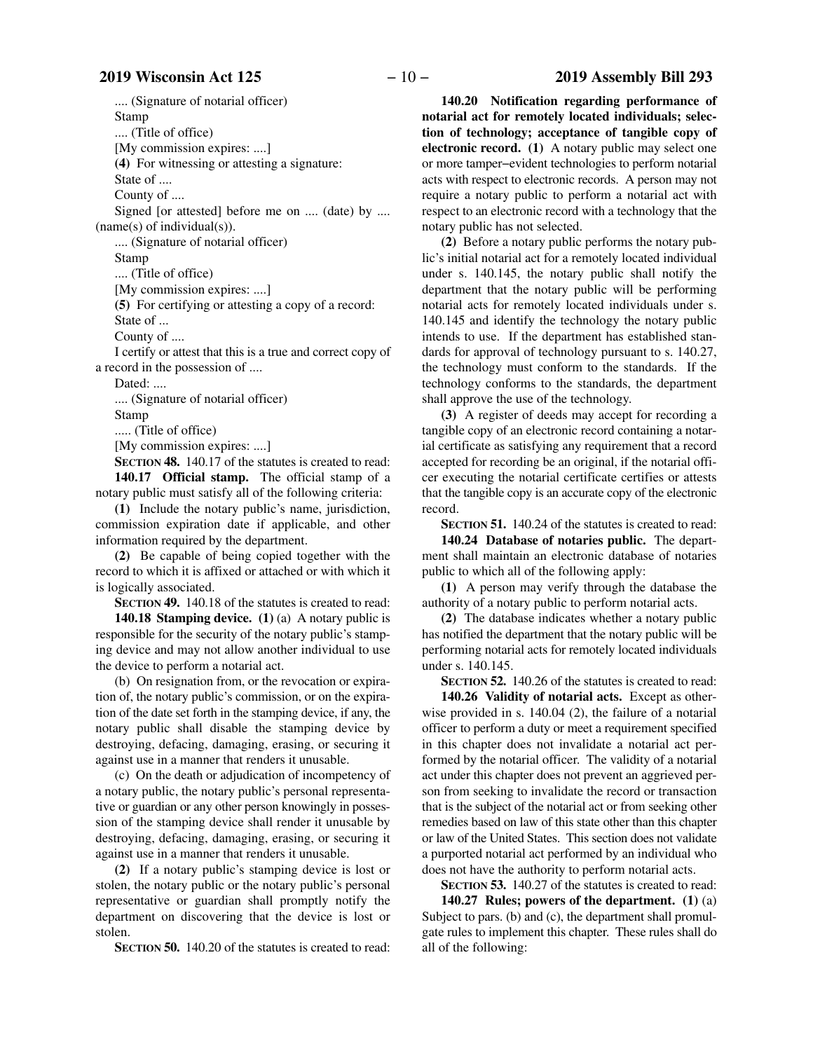.... (Signature of notarial officer)

Stamp

.... (Title of office)

[My commission expires: ....]

**(4)** For witnessing or attesting a signature:

State of ....

County of ....

Signed [or attested] before me on .... (date) by .... (name(s) of individual(s)).

.... (Signature of notarial officer)

Stamp

.... (Title of office)

[My commission expires: ....]

**(5)** For certifying or attesting a copy of a record:

State of ...

County of ....

I certify or attest that this is a true and correct copy of a record in the possession of ....

Dated: ....

.... (Signature of notarial officer)

Stamp

..... (Title of office)

[My commission expires: ....]

**SECTION 48.** 140.17 of the statutes is created to read:

**140.17 Official stamp.** The official stamp of a notary public must satisfy all of the following criteria:

**(1)** Include the notary public's name, jurisdiction, commission expiration date if applicable, and other information required by the department.

**(2)** Be capable of being copied together with the record to which it is affixed or attached or with which it is logically associated.

**SECTION 49.** 140.18 of the statutes is created to read:

**140.18 Stamping device. (1)** (a) A notary public is responsible for the security of the notary public's stamping device and may not allow another individual to use the device to perform a notarial act.

(b) On resignation from, or the revocation or expiration of, the notary public's commission, or on the expiration of the date set forth in the stamping device, if any, the notary public shall disable the stamping device by destroying, defacing, damaging, erasing, or securing it against use in a manner that renders it unusable.

(c) On the death or adjudication of incompetency of a notary public, the notary public's personal representative or guardian or any other person knowingly in possession of the stamping device shall render it unusable by destroying, defacing, damaging, erasing, or securing it against use in a manner that renders it unusable.

**(2)** If a notary public's stamping device is lost or stolen, the notary public or the notary public's personal representative or guardian shall promptly notify the department on discovering that the device is lost or stolen.

**SECTION 50.** 140.20 of the statutes is created to read:

**140.20 Notification regarding performance of notarial act for remotely located individuals; selection of technology; acceptance of tangible copy of electronic record. (1)** A notary public may select one or more tamper-evident technologies to perform notarial acts with respect to electronic records. A person may not require a notary public to perform a notarial act with respect to an electronic record with a technology that the notary public has not selected.

**(2)** Before a notary public performs the notary public's initial notarial act for a remotely located individual under s. 140.145, the notary public shall notify the department that the notary public will be performing notarial acts for remotely located individuals under s. 140.145 and identify the technology the notary public intends to use. If the department has established standards for approval of technology pursuant to s. 140.27, the technology must conform to the standards. If the technology conforms to the standards, the department shall approve the use of the technology.

**(3)** A register of deeds may accept for recording a tangible copy of an electronic record containing a notarial certificate as satisfying any requirement that a record accepted for recording be an original, if the notarial officer executing the notarial certificate certifies or attests that the tangible copy is an accurate copy of the electronic record.

**SECTION 51.** 140.24 of the statutes is created to read:

**140.24 Database of notaries public.** The department shall maintain an electronic database of notaries public to which all of the following apply:

**(1)** A person may verify through the database the authority of a notary public to perform notarial acts.

**(2)** The database indicates whether a notary public has notified the department that the notary public will be performing notarial acts for remotely located individuals under s. 140.145.

**SECTION 52.** 140.26 of the statutes is created to read:

**140.26 Validity of notarial acts.** Except as otherwise provided in s. 140.04 (2), the failure of a notarial officer to perform a duty or meet a requirement specified in this chapter does not invalidate a notarial act performed by the notarial officer. The validity of a notarial act under this chapter does not prevent an aggrieved person from seeking to invalidate the record or transaction that is the subject of the notarial act or from seeking other remedies based on law of this state other than this chapter or law of the United States. This section does not validate a purported notarial act performed by an individual who does not have the authority to perform notarial acts.

**SECTION 53.** 140.27 of the statutes is created to read:

**140.27 Rules; powers of the department. (1)** (a) Subject to pars. (b) and (c), the department shall promulgate rules to implement this chapter. These rules shall do all of the following: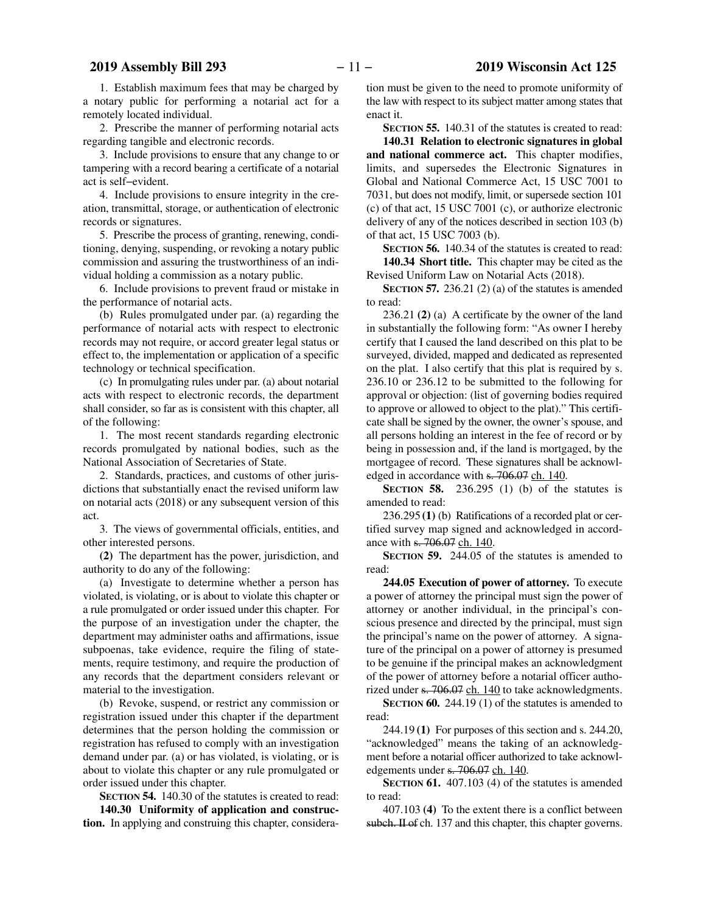1. Establish maximum fees that may be charged by a notary public for performing a notarial act for a remotely located individual.

2. Prescribe the manner of performing notarial acts regarding tangible and electronic records.

3. Include provisions to ensure that any change to or tampering with a record bearing a certificate of a notarial act is self−evident.

4. Include provisions to ensure integrity in the creation, transmittal, storage, or authentication of electronic records or signatures.

5. Prescribe the process of granting, renewing, conditioning, denying, suspending, or revoking a notary public commission and assuring the trustworthiness of an individual holding a commission as a notary public.

6. Include provisions to prevent fraud or mistake in the performance of notarial acts.

(b) Rules promulgated under par. (a) regarding the performance of notarial acts with respect to electronic records may not require, or accord greater legal status or effect to, the implementation or application of a specific technology or technical specification.

(c) In promulgating rules under par. (a) about notarial acts with respect to electronic records, the department shall consider, so far as is consistent with this chapter, all of the following:

1. The most recent standards regarding electronic records promulgated by national bodies, such as the National Association of Secretaries of State.

2. Standards, practices, and customs of other jurisdictions that substantially enact the revised uniform law on notarial acts (2018) or any subsequent version of this act.

3. The views of governmental officials, entities, and other interested persons.

**(2)** The department has the power, jurisdiction, and authority to do any of the following:

(a) Investigate to determine whether a person has violated, is violating, or is about to violate this chapter or a rule promulgated or order issued under this chapter. For the purpose of an investigation under the chapter, the department may administer oaths and affirmations, issue subpoenas, take evidence, require the filing of statements, require testimony, and require the production of any records that the department considers relevant or material to the investigation.

(b) Revoke, suspend, or restrict any commission or registration issued under this chapter if the department determines that the person holding the commission or registration has refused to comply with an investigation demand under par. (a) or has violated, is violating, or is about to violate this chapter or any rule promulgated or order issued under this chapter.

**SECTION 54.** 140.30 of the statutes is created to read:

**140.30 Uniformity of application and construction.** In applying and construing this chapter, consideration must be given to the need to promote uniformity of the law with respect to its subject matter among states that enact it.

**SECTION 55.** 140.31 of the statutes is created to read:

**140.31 Relation to electronic signatures in global and national commerce act.** This chapter modifies, limits, and supersedes the Electronic Signatures in Global and National Commerce Act, 15 USC 7001 to 7031, but does not modify, limit, or supersede section 101 (c) of that act, 15 USC 7001 (c), or authorize electronic delivery of any of the notices described in section 103 (b) of that act, 15 USC 7003 (b).

**SECTION 56.** 140.34 of the statutes is created to read:

**140.34 Short title.** This chapter may be cited as the Revised Uniform Law on Notarial Acts (2018).

**SECTION 57.** 236.21 (2) (a) of the statutes is amended to read:

236.21 **(2)** (a) A certificate by the owner of the land in substantially the following form: "As owner I hereby certify that I caused the land described on this plat to be surveyed, divided, mapped and dedicated as represented on the plat. I also certify that this plat is required by s. 236.10 or 236.12 to be submitted to the following for approval or objection: (list of governing bodies required to approve or allowed to object to the plat)." This certificate shall be signed by the owner, the owner's spouse, and all persons holding an interest in the fee of record or by being in possession and, if the land is mortgaged, by the mortgagee of record. These signatures shall be acknowledged in accordance with ~~s. 706.07~~ ch. 140.

**SECTION 58.** 236.295 (1) (b) of the statutes is amended to read:

236.295 **(1)** (b) Ratifications of a recorded plat or certified survey map signed and acknowledged in accordance with ~~s. 706.07~~ ch. 140.

**SECTION 59.** 244.05 of the statutes is amended to read:

**244.05 Execution of power of attorney.** To execute a power of attorney the principal must sign the power of attorney or another individual, in the principal's conscious presence and directed by the principal, must sign the principal's name on the power of attorney. A signature of the principal on a power of attorney is presumed to be genuine if the principal makes an acknowledgment of the power of attorney before a notarial officer authorized under ~~s. 706.07~~ ch. 140 to take acknowledgments.

**SECTION 60.** 244.19 (1) of the statutes is amended to read:

244.19 **(1)** For purposes of this section and s. 244.20, "acknowledged" means the taking of an acknowledgment before a notarial officer authorized to take acknowledgements under ~~s. 706.07~~ ch. 140.

**SECTION 61.** 407.103 (4) of the statutes is amended to read:

407.103 **(4)** To the extent there is a conflict between ~~subch. II of~~ ch. 137 and this chapter, this chapter governs.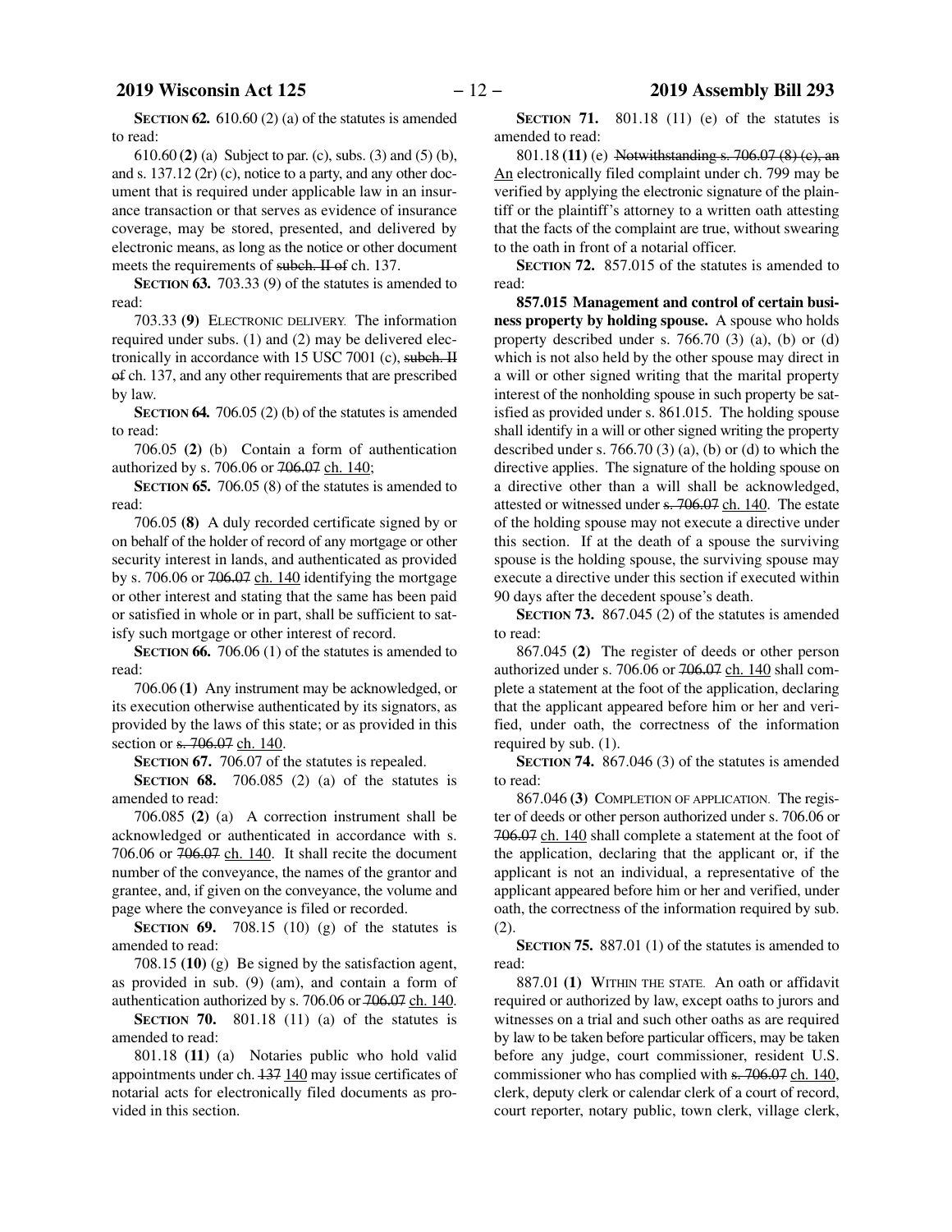**SECTION 62.** 610.60 (2) (a) of the statutes is amended to read:

610.60 **(2)** (a) Subject to par. (c), subs. (3) and (5) (b), and s. 137.12 (2r) (c), notice to a party, and any other document that is required under applicable law in an insurance transaction or that serves as evidence of insurance coverage, may be stored, presented, and delivered by electronic means, as long as the notice or other document meets the requirements of ~~subch. II of~~ ch. 137.

**SECTION 63.** 703.33 (9) of the statutes is amended to read:

703.33 **(9)** ELECTRONIC DELIVERY. The information required under subs. (1) and (2) may be delivered electronically in accordance with 15 USC 7001 (c), ~~subch. II of~~ ch. 137, and any other requirements that are prescribed by law.

**SECTION 64.** 706.05 (2) (b) of the statutes is amended to read:

706.05 **(2)** (b) Contain a form of authentication authorized by s. 706.06 or ~~706.07~~ ch. 140;

**SECTION 65.** 706.05 (8) of the statutes is amended to read:

706.05 **(8)** A duly recorded certificate signed by or on behalf of the holder of record of any mortgage or other security interest in lands, and authenticated as provided by s. 706.06 or ~~706.07~~ ch. 140 identifying the mortgage or other interest and stating that the same has been paid or satisfied in whole or in part, shall be sufficient to satisfy such mortgage or other interest of record.

**SECTION 66.** 706.06 (1) of the statutes is amended to read:

706.06 **(1)** Any instrument may be acknowledged, or its execution otherwise authenticated by its signators, as provided by the laws of this state; or as provided in this section or ~~s. 706.07~~ ch. 140.

**SECTION 67.** 706.07 of the statutes is repealed.

**SECTION 68.** 706.085 (2) (a) of the statutes is amended to read:

706.085 **(2)** (a) A correction instrument shall be acknowledged or authenticated in accordance with s. 706.06 or ~~706.07~~ ch. 140. It shall recite the document number of the conveyance, the names of the grantor and grantee, and, if given on the conveyance, the volume and page where the conveyance is filed or recorded.

**SECTION 69.** 708.15 (10) (g) of the statutes is amended to read:

708.15 **(10)** (g) Be signed by the satisfaction agent, as provided in sub. (9) (am), and contain a form of authentication authorized by s. 706.06 or ~~706.07~~ ch. 140.

**SECTION 70.** 801.18 (11) (a) of the statutes is amended to read:

801.18 **(11)** (a) Notaries public who hold valid appointments under ch. ~~137~~ 140 may issue certificates of notarial acts for electronically filed documents as provided in this section.

**SECTION 71.** 801.18 (11) (e) of the statutes is amended to read:

801.18 **(11)** (e) ~~Notwithstanding s. 706.07 (8) (c), an~~ An electronically filed complaint under ch. 799 may be verified by applying the electronic signature of the plaintiff or the plaintiff's attorney to a written oath attesting that the facts of the complaint are true, without swearing to the oath in front of a notarial officer.

**SECTION 72.** 857.015 of the statutes is amended to read:

**857.015 Management and control of certain business property by holding spouse.** A spouse who holds property described under s. 766.70 (3) (a), (b) or (d) which is not also held by the other spouse may direct in a will or other signed writing that the marital property interest of the nonholding spouse in such property be satisfied as provided under s. 861.015. The holding spouse shall identify in a will or other signed writing the property described under s. 766.70 (3) (a), (b) or (d) to which the directive applies. The signature of the holding spouse on a directive other than a will shall be acknowledged, attested or witnessed under ~~s. 706.07~~ ch. 140. The estate of the holding spouse may not execute a directive under this section. If at the death of a spouse the surviving spouse is the holding spouse, the surviving spouse may execute a directive under this section if executed within 90 days after the decedent spouse's death.

**SECTION 73.** 867.045 (2) of the statutes is amended to read:

867.045 **(2)** The register of deeds or other person authorized under s. 706.06 or ~~706.07~~ ch. 140 shall complete a statement at the foot of the application, declaring that the applicant appeared before him or her and verified, under oath, the correctness of the information required by sub. (1).

**SECTION 74.** 867.046 (3) of the statutes is amended to read:

867.046 **(3)** COMPLETION OF APPLICATION. The register of deeds or other person authorized under s. 706.06 or ~~706.07~~ ch. 140 shall complete a statement at the foot of the application, declaring that the applicant or, if the applicant is not an individual, a representative of the applicant appeared before him or her and verified, under oath, the correctness of the information required by sub. (2).

**SECTION 75.** 887.01 (1) of the statutes is amended to read:

887.01 **(1)** WITHIN THE STATE. An oath or affidavit required or authorized by law, except oaths to jurors and witnesses on a trial and such other oaths as are required by law to be taken before particular officers, may be taken before any judge, court commissioner, resident U.S. commissioner who has complied with ~~s. 706.07~~ ch. 140, clerk, deputy clerk or calendar clerk of a court of record, court reporter, notary public, town clerk, village clerk,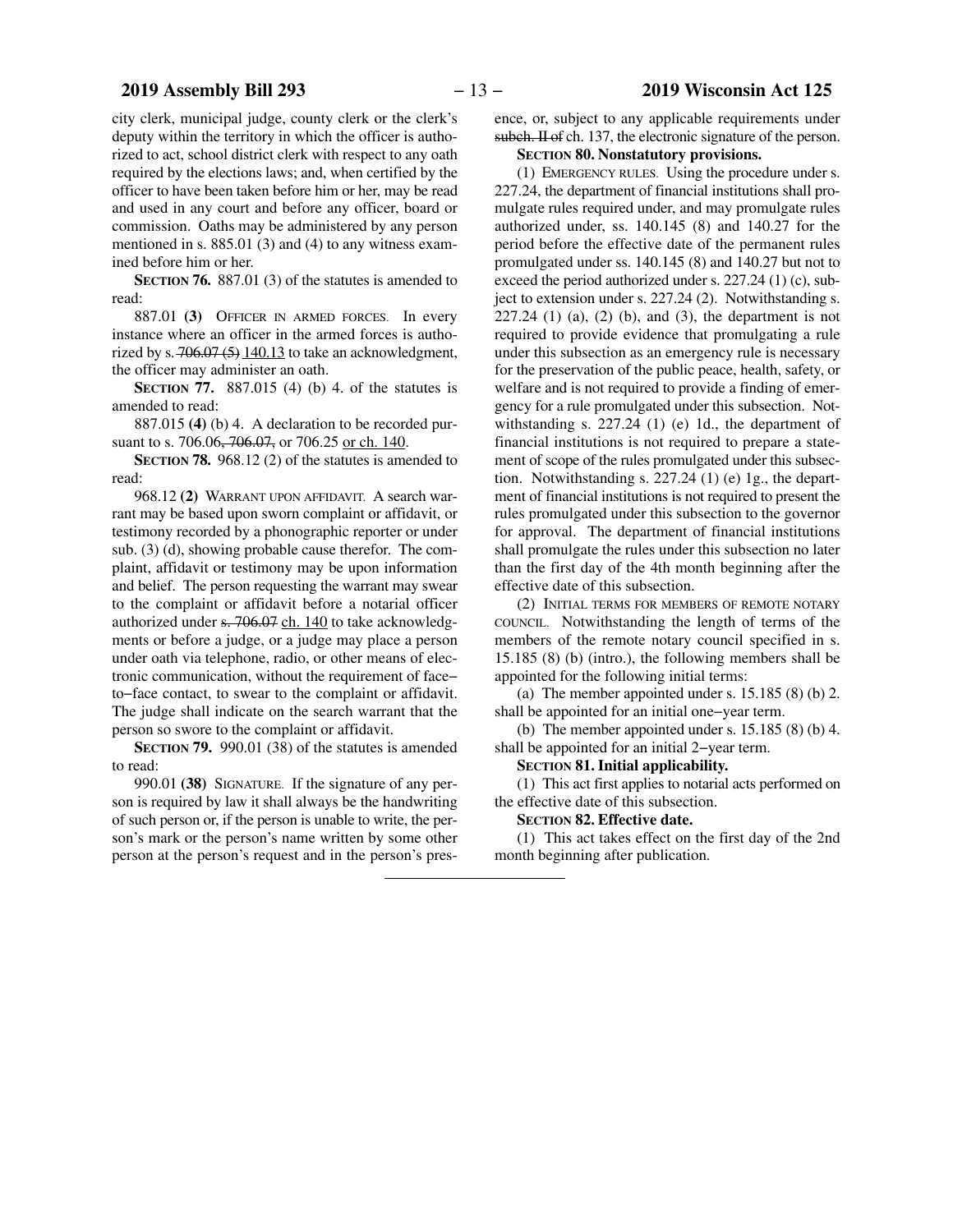city clerk, municipal judge, county clerk or the clerk's deputy within the territory in which the officer is authorized to act, school district clerk with respect to any oath required by the elections laws; and, when certified by the officer to have been taken before him or her, may be read and used in any court and before any officer, board or commission. Oaths may be administered by any person mentioned in s. 885.01 (3) and (4) to any witness examined before him or her.

**SECTION 76.** 887.01 (3) of the statutes is amended to read:

887.01 **(3)** OFFICER IN ARMED FORCES. In every instance where an officer in the armed forces is authorized by s. ~~706.07 (5)~~ 140.13 to take an acknowledgment, the officer may administer an oath.

**SECTION 77.** 887.015 (4) (b) 4. of the statutes is amended to read:

887.015 **(4)** (b) 4. A declaration to be recorded pursuant to s. 706.06~~, 706.07,~~ or 706.25 or ch. 140.

**SECTION 78.** 968.12 (2) of the statutes is amended to read:

968.12 **(2)** WARRANT UPON AFFIDAVIT. A search warrant may be based upon sworn complaint or affidavit, or testimony recorded by a phonographic reporter or under sub. (3) (d), showing probable cause therefor. The complaint, affidavit or testimony may be upon information and belief. The person requesting the warrant may swear to the complaint or affidavit before a notarial officer authorized under ~~s. 706.07~~ ch. 140 to take acknowledgments or before a judge, or a judge may place a person under oath via telephone, radio, or other means of electronic communication, without the requirement of face−to−face contact, to swear to the complaint or affidavit. The judge shall indicate on the search warrant that the person so swore to the complaint or affidavit.

**SECTION 79.** 990.01 (38) of the statutes is amended to read:

990.01 **(38)** SIGNATURE. If the signature of any person is required by law it shall always be the handwriting of such person or, if the person is unable to write, the person's mark or the person's name written by some other person at the person's request and in the person's presence, or, subject to any applicable requirements under ~~subch. II of~~ ch. 137, the electronic signature of the person.

**SECTION 80. Nonstatutory provisions.**

(1) EMERGENCY RULES. Using the procedure under s. 227.24, the department of financial institutions shall promulgate rules required under, and may promulgate rules authorized under, ss. 140.145 (8) and 140.27 for the period before the effective date of the permanent rules promulgated under ss. 140.145 (8) and 140.27 but not to exceed the period authorized under s. 227.24 (1) (c), subject to extension under s. 227.24 (2). Notwithstanding s. 227.24 (1) (a), (2) (b), and (3), the department is not required to provide evidence that promulgating a rule under this subsection as an emergency rule is necessary for the preservation of the public peace, health, safety, or welfare and is not required to provide a finding of emergency for a rule promulgated under this subsection. Notwithstanding s. 227.24 (1) (e) 1d., the department of financial institutions is not required to prepare a statement of scope of the rules promulgated under this subsection. Notwithstanding s. 227.24 (1) (e) 1g., the department of financial institutions is not required to present the rules promulgated under this subsection to the governor for approval. The department of financial institutions shall promulgate the rules under this subsection no later than the first day of the 4th month beginning after the effective date of this subsection.

(2) INITIAL TERMS FOR MEMBERS OF REMOTE NOTARY COUNCIL. Notwithstanding the length of terms of the members of the remote notary council specified in s. 15.185 (8) (b) (intro.), the following members shall be appointed for the following initial terms:

(a) The member appointed under s. 15.185 (8) (b) 2. shall be appointed for an initial one−year term.

(b) The member appointed under s. 15.185 (8) (b) 4. shall be appointed for an initial 2−year term.

**SECTION 81. Initial applicability.**

(1) This act first applies to notarial acts performed on the effective date of this subsection.

**SECTION 82. Effective date.**

(1) This act takes effect on the first day of the 2nd month beginning after publication.